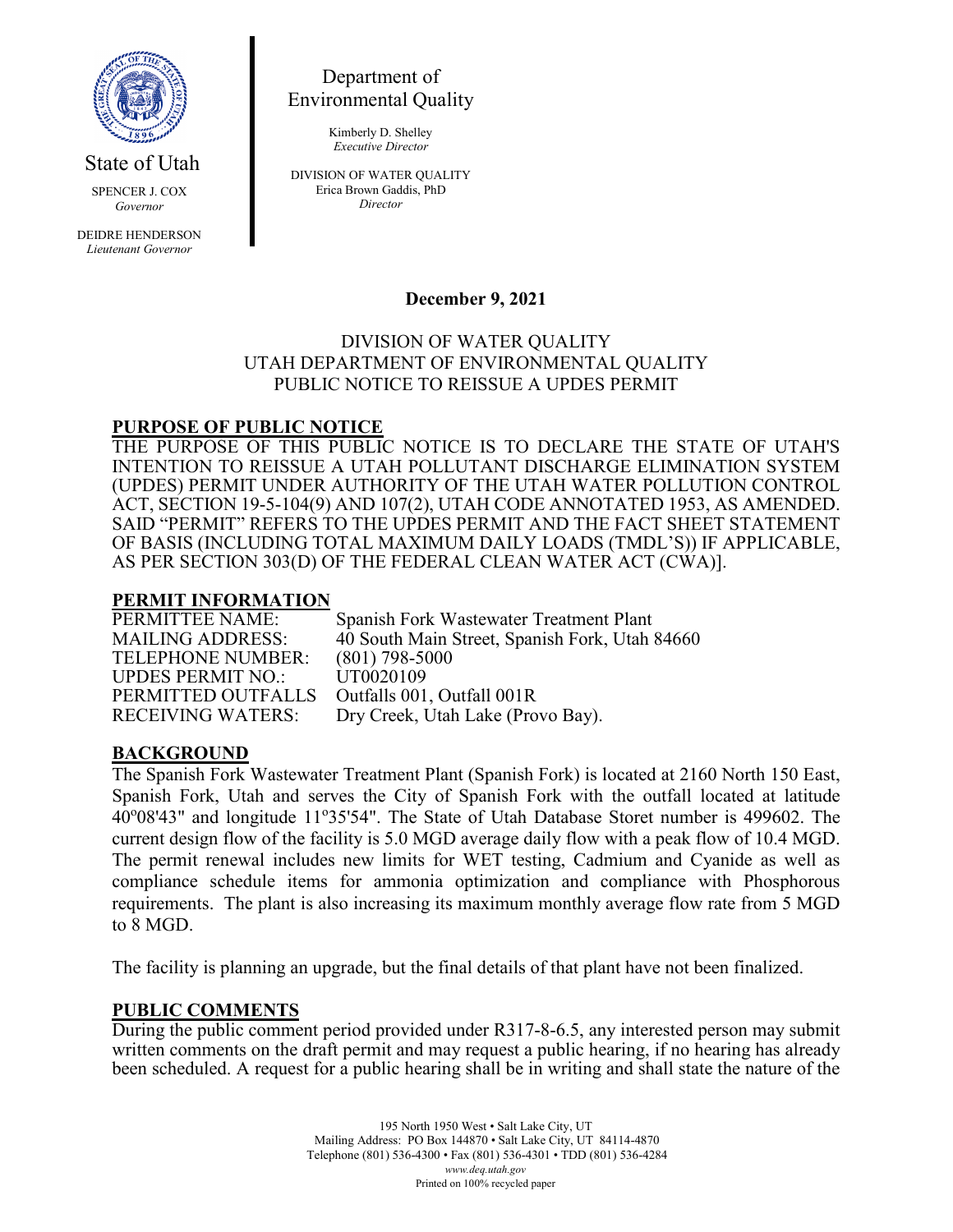State of Utah

SPENCER J. COX
*Governor*

DEIDRE HENDERSON
*Lieutenant Governor*

Department of
Environmental Quality

Kimberly D. Shelley
*Executive Director*

DIVISION OF WATER QUALITY
Erica Brown Gaddis, PhD
*Director*

**December 9, 2021**

DIVISION OF WATER QUALITY
UTAH DEPARTMENT OF ENVIRONMENTAL QUALITY
PUBLIC NOTICE TO REISSUE A UPDES PERMIT

## PURPOSE OF PUBLIC NOTICE

THE PURPOSE OF THIS PUBLIC NOTICE IS TO DECLARE THE STATE OF UTAH'S INTENTION TO REISSUE A UTAH POLLUTANT DISCHARGE ELIMINATION SYSTEM (UPDES) PERMIT UNDER AUTHORITY OF THE UTAH WATER POLLUTION CONTROL ACT, SECTION 19-5-104(9) AND 107(2), UTAH CODE ANNOTATED 1953, AS AMENDED. SAID "PERMIT" REFERS TO THE UPDES PERMIT AND THE FACT SHEET STATEMENT OF BASIS (INCLUDING TOTAL MAXIMUM DAILY LOADS (TMDL'S)) IF APPLICABLE, AS PER SECTION 303(D) OF THE FEDERAL CLEAN WATER ACT (CWA)].

## PERMIT INFORMATION

| | |
|---|---|
| PERMITTEE NAME: | Spanish Fork Wastewater Treatment Plant |
| MAILING ADDRESS: | 40 South Main Street, Spanish Fork, Utah 84660 |
| TELEPHONE NUMBER: | (801) 798-5000 |
| UPDES PERMIT NO.: | UT0020109 |
| PERMITTED OUTFALLS | Outfalls 001, Outfall 001R |
| RECEIVING WATERS: | Dry Creek, Utah Lake (Provo Bay). |

## BACKGROUND

The Spanish Fork Wastewater Treatment Plant (Spanish Fork) is located at 2160 North 150 East, Spanish Fork, Utah and serves the City of Spanish Fork with the outfall located at latitude 40°08'43" and longitude 11°35'54". The State of Utah Database Storet number is 499602. The current design flow of the facility is 5.0 MGD average daily flow with a peak flow of 10.4 MGD. The permit renewal includes new limits for WET testing, Cadmium and Cyanide as well as compliance schedule items for ammonia optimization and compliance with Phosphorous requirements. The plant is also increasing its maximum monthly average flow rate from 5 MGD to 8 MGD.

The facility is planning an upgrade, but the final details of that plant have not been finalized.

## PUBLIC COMMENTS

During the public comment period provided under R317-8-6.5, any interested person may submit written comments on the draft permit and may request a public hearing, if no hearing has already been scheduled. A request for a public hearing shall be in writing and shall state the nature of the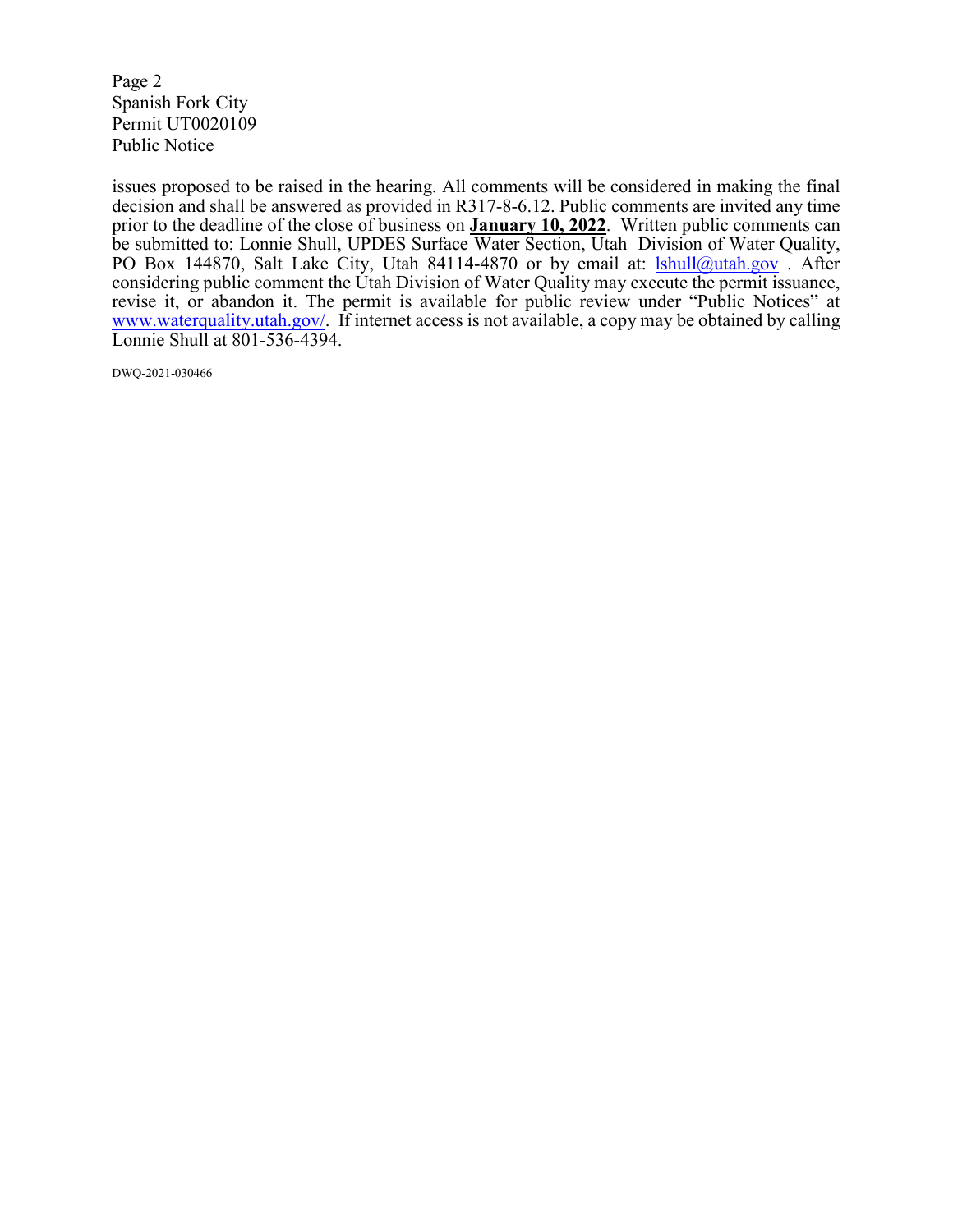issues proposed to be raised in the hearing. All comments will be considered in making the final decision and shall be answered as provided in R317-8-6.12. Public comments are invited any time prior to the deadline of the close of business on **January 10, 2022**. Written public comments can be submitted to: Lonnie Shull, UPDES Surface Water Section, Utah Division of Water Quality, PO Box 144870, Salt Lake City, Utah 84114-4870 or by email at: lshull@utah.gov . After considering public comment the Utah Division of Water Quality may execute the permit issuance, revise it, or abandon it. The permit is available for public review under "Public Notices" at www.waterquality.utah.gov/. If internet access is not available, a copy may be obtained by calling Lonnie Shull at 801-536-4394.

DWQ-2021-030466